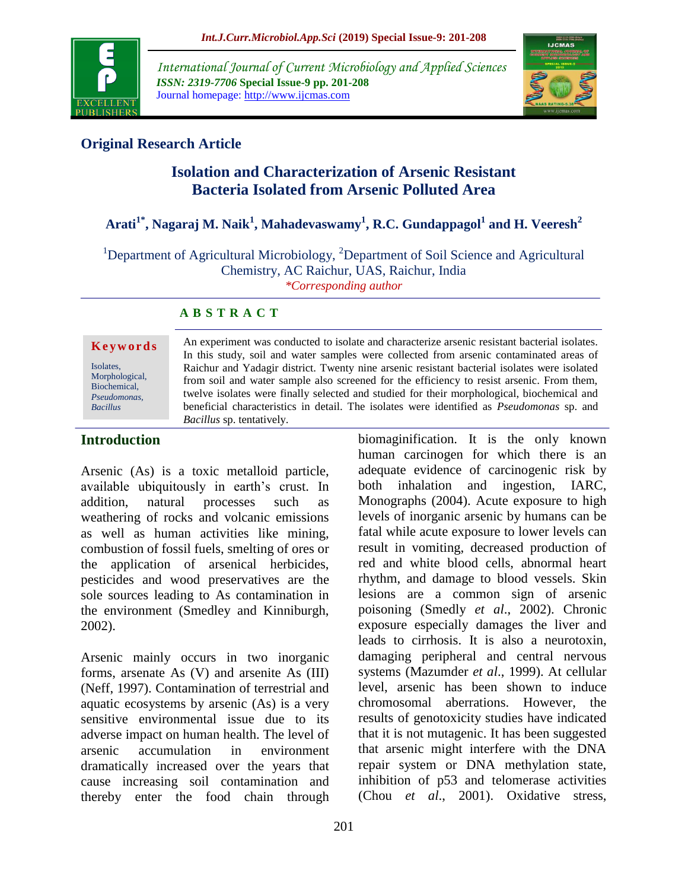**Original Research Article**

# Isolation and Characterization of Arsenic Resistant Bacteria Isolated from Arsenic Polluted Area

**Arati[1*], Nagaraj M. Naik[1], Mahadevaswamy[1], R.C. Gundappagol[1] and H. Veeresh[2]**

[1]Department of Agricultural Microbiology, [2]Department of Soil Science and Agricultural Chemistry, AC Raichur, UAS, Raichur, India

*Corresponding author

## ABSTRACT

**Keywords**

Isolates, Morphological, Biochemical, *Pseudomonas*, *Bacillus*

An experiment was conducted to isolate and characterize arsenic resistant bacterial isolates. In this study, soil and water samples were collected from arsenic contaminated areas of Raichur and Yadagir district. Twenty nine arsenic resistant bacterial isolates were isolated from soil and water sample also screened for the efficiency to resist arsenic. From them, twelve isolates were finally selected and studied for their morphological, biochemical and beneficial characteristics in detail. The isolates were identified as *Pseudomonas* sp. and *Bacillus* sp. tentatively.

## Introduction

Arsenic (As) is a toxic metalloid particle, available ubiquitously in earth's crust. In addition, natural processes such as weathering of rocks and volcanic emissions as well as human activities like mining, combustion of fossil fuels, smelting of ores or the application of arsenical herbicides, pesticides and wood preservatives are the sole sources leading to As contamination in the environment (Smedley and Kinniburgh, 2002).

Arsenic mainly occurs in two inorganic forms, arsenate As (V) and arsenite As (III) (Neff, 1997). Contamination of terrestrial and aquatic ecosystems by arsenic (As) is a very sensitive environmental issue due to its adverse impact on human health. The level of arsenic accumulation in environment dramatically increased over the years that cause increasing soil contamination and thereby enter the food chain through biomaginification. It is the only known human carcinogen for which there is an adequate evidence of carcinogenic risk by both inhalation and ingestion, IARC, Monographs (2004). Acute exposure to high levels of inorganic arsenic by humans can be fatal while acute exposure to lower levels can result in vomiting, decreased production of red and white blood cells, abnormal heart rhythm, and damage to blood vessels. Skin lesions are a common sign of arsenic poisoning (Smedly *et al*., 2002). Chronic exposure especially damages the liver and leads to cirrhosis. It is also a neurotoxin, damaging peripheral and central nervous systems (Mazumder *et al*., 1999). At cellular level, arsenic has been shown to induce chromosomal aberrations. However, the results of genotoxicity studies have indicated that it is not mutagenic. It has been suggested that arsenic might interfere with the DNA repair system or DNA methylation state, inhibition of p53 and telomerase activities (Chou *et al*., 2001). Oxidative stress,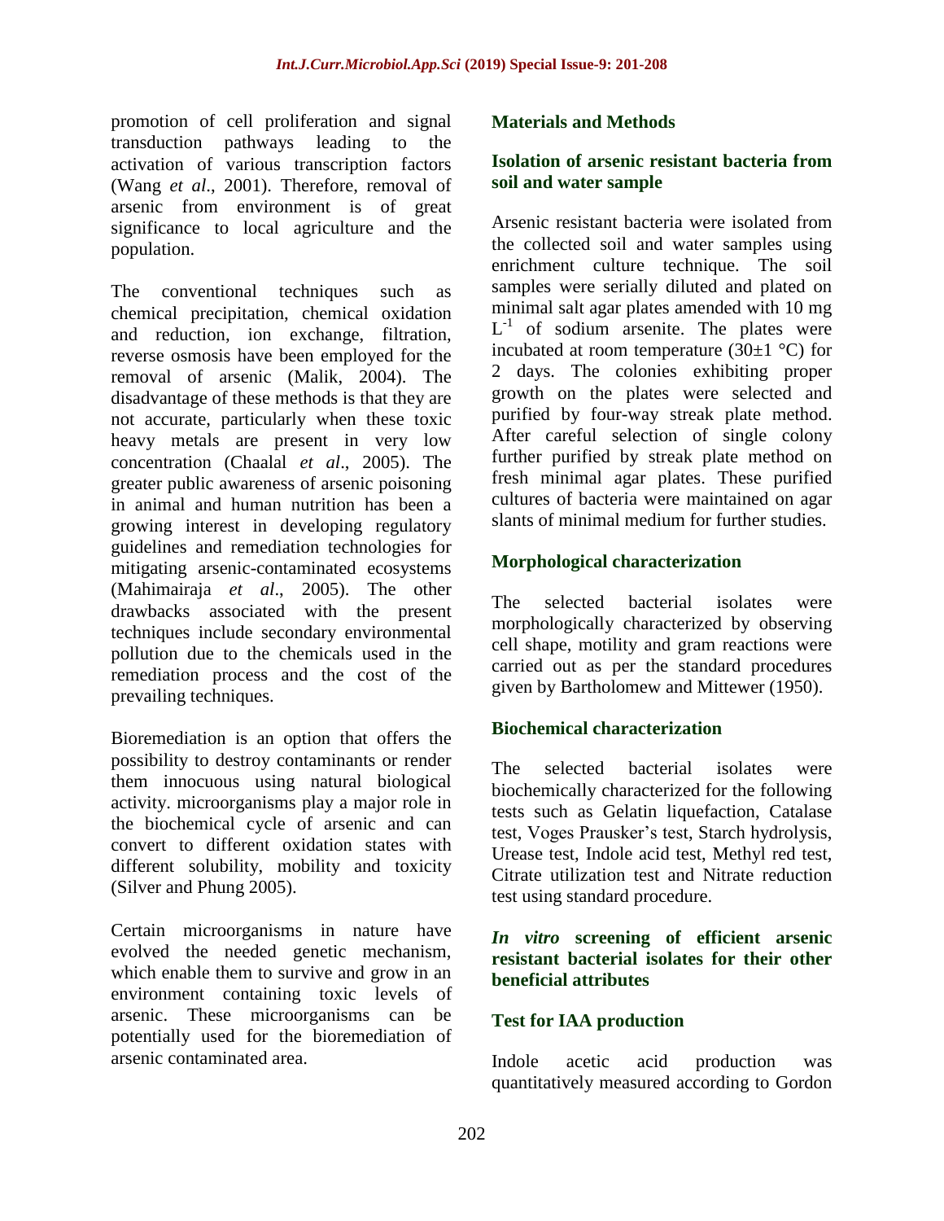promotion of cell proliferation and signal transduction pathways leading to the activation of various transcription factors (Wang *et al*., 2001). Therefore, removal of arsenic from environment is of great significance to local agriculture and the population.

The conventional techniques such as chemical precipitation, chemical oxidation and reduction, ion exchange, filtration, reverse osmosis have been employed for the removal of arsenic (Malik, 2004). The disadvantage of these methods is that they are not accurate, particularly when these toxic heavy metals are present in very low concentration (Chaalal *et al*., 2005). The greater public awareness of arsenic poisoning in animal and human nutrition has been a growing interest in developing regulatory guidelines and remediation technologies for mitigating arsenic-contaminated ecosystems (Mahimairaja *et al*., 2005). The other drawbacks associated with the present techniques include secondary environmental pollution due to the chemicals used in the remediation process and the cost of the prevailing techniques.

Bioremediation is an option that offers the possibility to destroy contaminants or render them innocuous using natural biological activity. microorganisms play a major role in the biochemical cycle of arsenic and can convert to different oxidation states with different solubility, mobility and toxicity (Silver and Phung 2005).

Certain microorganisms in nature have evolved the needed genetic mechanism, which enable them to survive and grow in an environment containing toxic levels of arsenic. These microorganisms can be potentially used for the bioremediation of arsenic contaminated area.

## Materials and Methods

### Isolation of arsenic resistant bacteria from soil and water sample

Arsenic resistant bacteria were isolated from the collected soil and water samples using enrichment culture technique. The soil samples were serially diluted and plated on minimal salt agar plates amended with 10 mg $L^{-1}$ of sodium arsenite. The plates were incubated at room temperature (30±1 °C) for 2 days. The colonies exhibiting proper growth on the plates were selected and purified by four-way streak plate method. After careful selection of single colony further purified by streak plate method on fresh minimal agar plates. These purified cultures of bacteria were maintained on agar slants of minimal medium for further studies.

### Morphological characterization

The selected bacterial isolates were morphologically characterized by observing cell shape, motility and gram reactions were carried out as per the standard procedures given by Bartholomew and Mittewer (1950).

### Biochemical characterization

The selected bacterial isolates were biochemically characterized for the following tests such as Gelatin liquefaction, Catalase test, Voges Prausker's test, Starch hydrolysis, Urease test, Indole acid test, Methyl red test, Citrate utilization test and Nitrate reduction test using standard procedure.

### *In vitro* screening of efficient arsenic resistant bacterial isolates for their other beneficial attributes

### Test for IAA production

Indole acetic acid production was quantitatively measured according to Gordon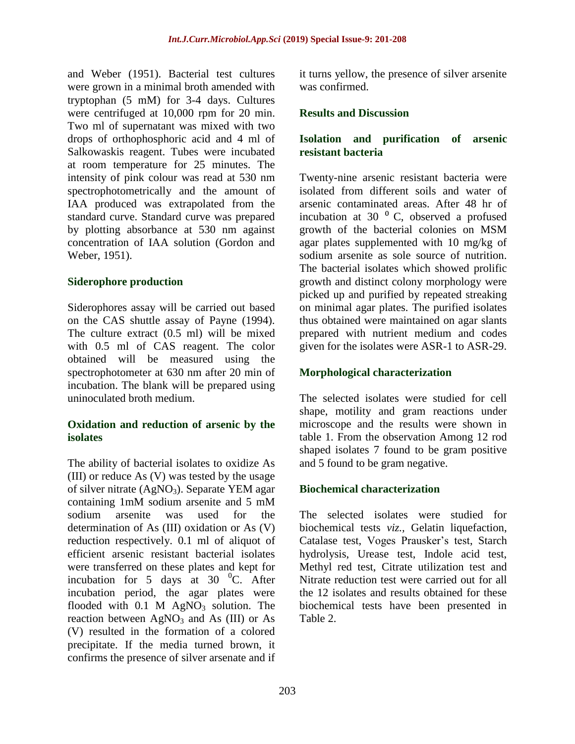and Weber (1951). Bacterial test cultures were grown in a minimal broth amended with tryptophan (5 mM) for 3-4 days. Cultures were centrifuged at 10,000 rpm for 20 min. Two ml of supernatant was mixed with two drops of orthophosphoric acid and 4 ml of Salkowaskis reagent. Tubes were incubated at room temperature for 25 minutes. The intensity of pink colour was read at 530 nm spectrophotometrically and the amount of IAA produced was extrapolated from the standard curve. Standard curve was prepared by plotting absorbance at 530 nm against concentration of IAA solution (Gordon and Weber, 1951).

### Siderophore production

Siderophores assay will be carried out based on the CAS shuttle assay of Payne (1994). The culture extract (0.5 ml) will be mixed with 0.5 ml of CAS reagent. The color obtained will be measured using the spectrophotometer at 630 nm after 20 min of incubation. The blank will be prepared using uninoculated broth medium.

### Oxidation and reduction of arsenic by the isolates

The ability of bacterial isolates to oxidize As (III) or reduce As (V) was tested by the usage of silver nitrate ($AgNO_3$). Separate YEM agar containing 1mM sodium arsenite and 5 mM sodium arsenite was used for the determination of As (III) oxidation or As (V) reduction respectively. 0.1 ml of aliquot of efficient arsenic resistant bacterial isolates were transferred on these plates and kept for incubation for 5 days at 30 $^0$C. After incubation period, the agar plates were flooded with 0.1 M $AgNO_3$ solution. The reaction between $AgNO_3$ and As (III) or As (V) resulted in the formation of a colored precipitate. If the media turned brown, it confirms the presence of silver arsenate and if it turns yellow, the presence of silver arsenite was confirmed.

## Results and Discussion

### Isolation and purification of arsenic resistant bacteria

Twenty-nine arsenic resistant bacteria were isolated from different soils and water of arsenic contaminated areas. After 48 hr of incubation at 30 $^0$ C, observed a profused growth of the bacterial colonies on MSM agar plates supplemented with 10 mg/kg of sodium arsenite as sole source of nutrition. The bacterial isolates which showed prolific growth and distinct colony morphology were picked up and purified by repeated streaking on minimal agar plates. The purified isolates thus obtained were maintained on agar slants prepared with nutrient medium and codes given for the isolates were ASR-1 to ASR-29.

### Morphological characterization

The selected isolates were studied for cell shape, motility and gram reactions under microscope and the results were shown in table 1. From the observation Among 12 rod shaped isolates 7 found to be gram positive and 5 found to be gram negative.

### Biochemical characterization

The selected isolates were studied for biochemical tests *viz.*, Gelatin liquefaction, Catalase test, Voges Prausker's test, Starch hydrolysis, Urease test, Indole acid test, Methyl red test, Citrate utilization test and Nitrate reduction test were carried out for all the 12 isolates and results obtained for these biochemical tests have been presented in Table 2.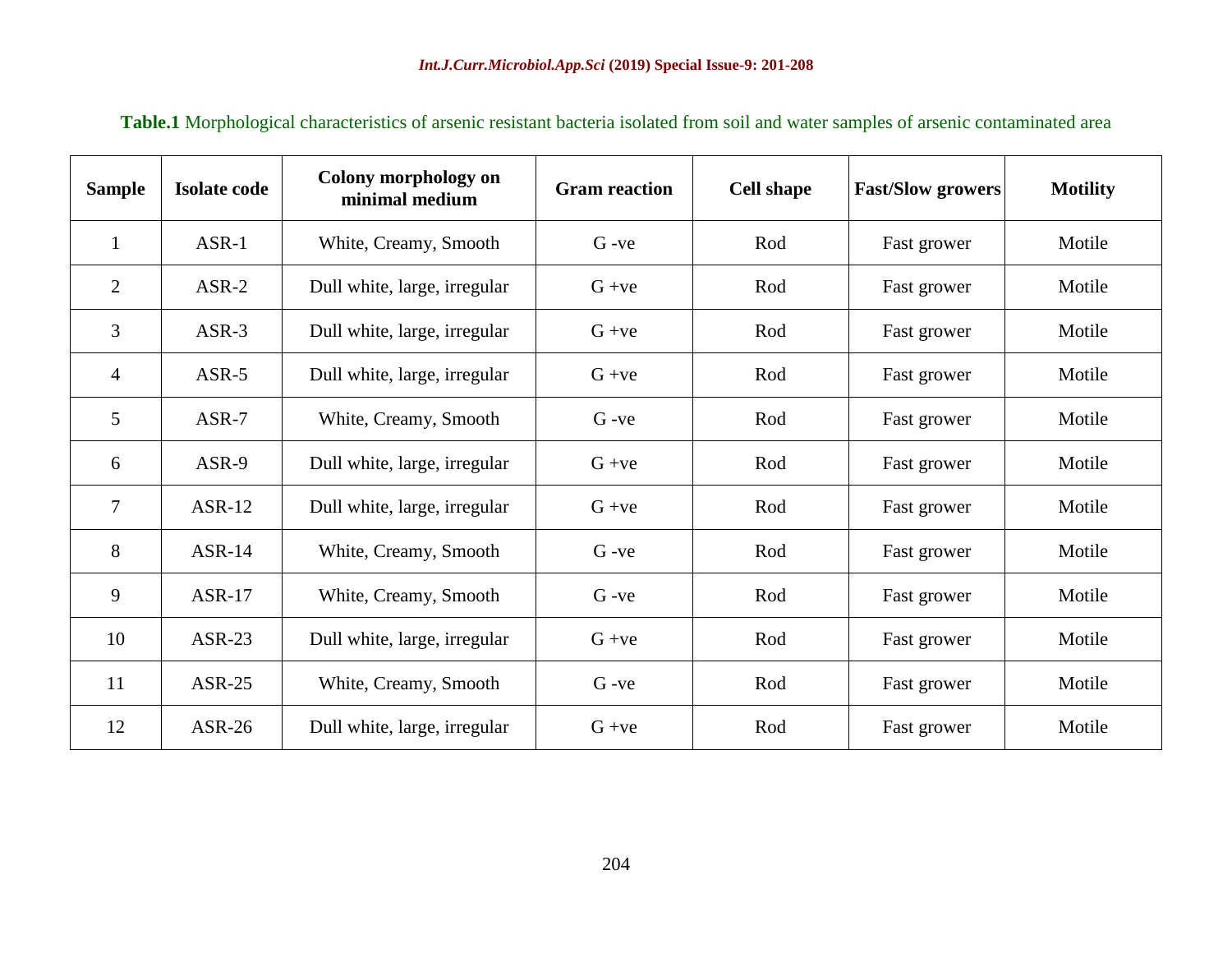**Table.1** Morphological characteristics of arsenic resistant bacteria isolated from soil and water samples of arsenic contaminated area

| Sample | Isolate code | Colony morphology on minimal medium | Gram reaction | Cell shape | Fast/Slow growers | Motility |
|---|---|---|---|---|---|---|
| 1 | ASR-1 | White, Creamy, Smooth | G -ve | Rod | Fast grower | Motile |
| 2 | ASR-2 | Dull white, large, irregular | G +ve | Rod | Fast grower | Motile |
| 3 | ASR-3 | Dull white, large, irregular | G +ve | Rod | Fast grower | Motile |
| 4 | ASR-5 | Dull white, large, irregular | G +ve | Rod | Fast grower | Motile |
| 5 | ASR-7 | White, Creamy, Smooth | G -ve | Rod | Fast grower | Motile |
| 6 | ASR-9 | Dull white, large, irregular | G +ve | Rod | Fast grower | Motile |
| 7 | ASR-12 | Dull white, large, irregular | G +ve | Rod | Fast grower | Motile |
| 8 | ASR-14 | White, Creamy, Smooth | G -ve | Rod | Fast grower | Motile |
| 9 | ASR-17 | White, Creamy, Smooth | G -ve | Rod | Fast grower | Motile |
| 10 | ASR-23 | Dull white, large, irregular | G +ve | Rod | Fast grower | Motile |
| 11 | ASR-25 | White, Creamy, Smooth | G -ve | Rod | Fast grower | Motile |
| 12 | ASR-26 | Dull white, large, irregular | G +ve | Rod | Fast grower | Motile |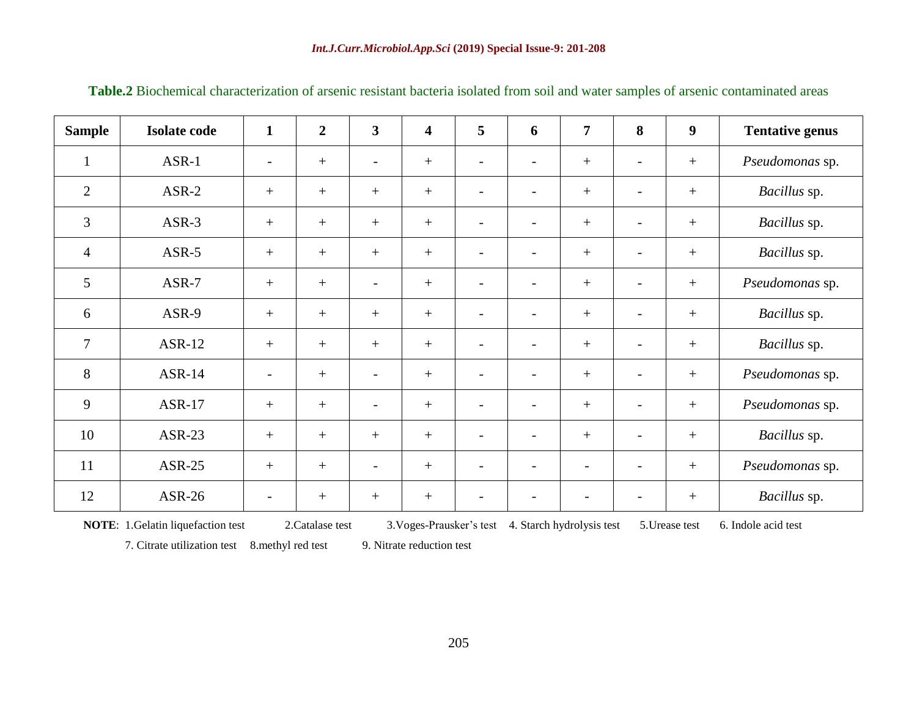**Table.2** Biochemical characterization of arsenic resistant bacteria isolated from soil and water samples of arsenic contaminated areas

| Sample | Isolate code | 1 | 2 | 3 | 4 | 5 | 6 | 7 | 8 | 9 | Tentative genus |
|---|---|---|---|---|---|---|---|---|---|---|---|
| 1 | ASR-1 | - | + | - | + | - | - | + | - | + | *Pseudomonas* sp. |
| 2 | ASR-2 | + | + | + | + | - | - | + | - | + | *Bacillus* sp. |
| 3 | ASR-3 | + | + | + | + | - | - | + | - | + | *Bacillus* sp. |
| 4 | ASR-5 | + | + | + | + | - | - | + | - | + | *Bacillus* sp. |
| 5 | ASR-7 | + | + | - | + | - | - | + | - | + | *Pseudomonas* sp. |
| 6 | ASR-9 | + | + | + | + | - | - | + | - | + | *Bacillus* sp. |
| 7 | ASR-12 | + | + | + | + | - | - | + | - | + | *Bacillus* sp. |
| 8 | ASR-14 | - | + | - | + | - | - | + | - | + | *Pseudomonas* sp. |
| 9 | ASR-17 | + | + | - | + | - | - | + | - | + | *Pseudomonas* sp. |
| 10 | ASR-23 | + | + | + | + | - | - | + | - | + | *Bacillus* sp. |
| 11 | ASR-25 | + | + | - | + | - | - | - | - | + | *Pseudomonas* sp. |
| 12 | ASR-26 | - | + | + | + | - | - | - | - | + | *Bacillus* sp. |

**NOTE**: 1.Gelatin liquefaction test 2.Catalase test 3.Voges-Prausker's test 4. Starch hydrolysis test 5.Urease test 6. Indole acid test 7. Citrate utilization test 8.methyl red test 9. Nitrate reduction test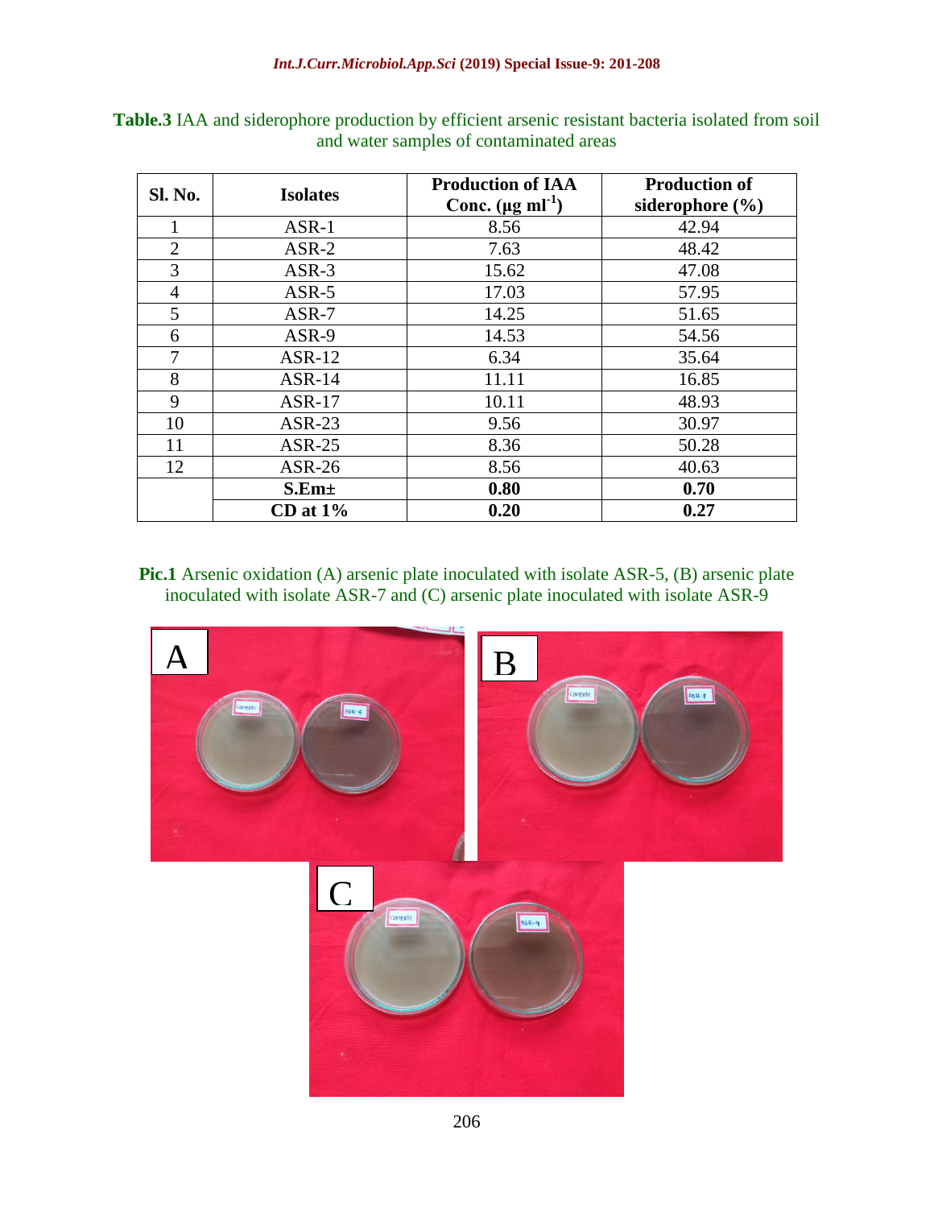**Table.3** IAA and siderophore production by efficient arsenic resistant bacteria isolated from soil and water samples of contaminated areas

| Sl. No. | Isolates | Production of IAA Conc. (μg $ml^{-1}$) | Production of siderophore (%) |
|---|---|---|---|
| 1 | ASR-1 | 8.56 | 42.94 |
| 2 | ASR-2 | 7.63 | 48.42 |
| 3 | ASR-3 | 15.62 | 47.08 |
| 4 | ASR-5 | 17.03 | 57.95 |
| 5 | ASR-7 | 14.25 | 51.65 |
| 6 | ASR-9 | 14.53 | 54.56 |
| 7 | ASR-12 | 6.34 | 35.64 |
| 8 | ASR-14 | 11.11 | 16.85 |
| 9 | ASR-17 | 10.11 | 48.93 |
| 10 | ASR-23 | 9.56 | 30.97 |
| 11 | ASR-25 | 8.36 | 50.28 |
| 12 | ASR-26 | 8.56 | 40.63 |
| | **S.Em±** | **0.80** | **0.70** |
| | **CD at 1%** | **0.20** | **0.27** |

**Pic.1** Arsenic oxidation (A) arsenic plate inoculated with isolate ASR-5, (B) arsenic plate inoculated with isolate ASR-7 and (C) arsenic plate inoculated with isolate ASR-9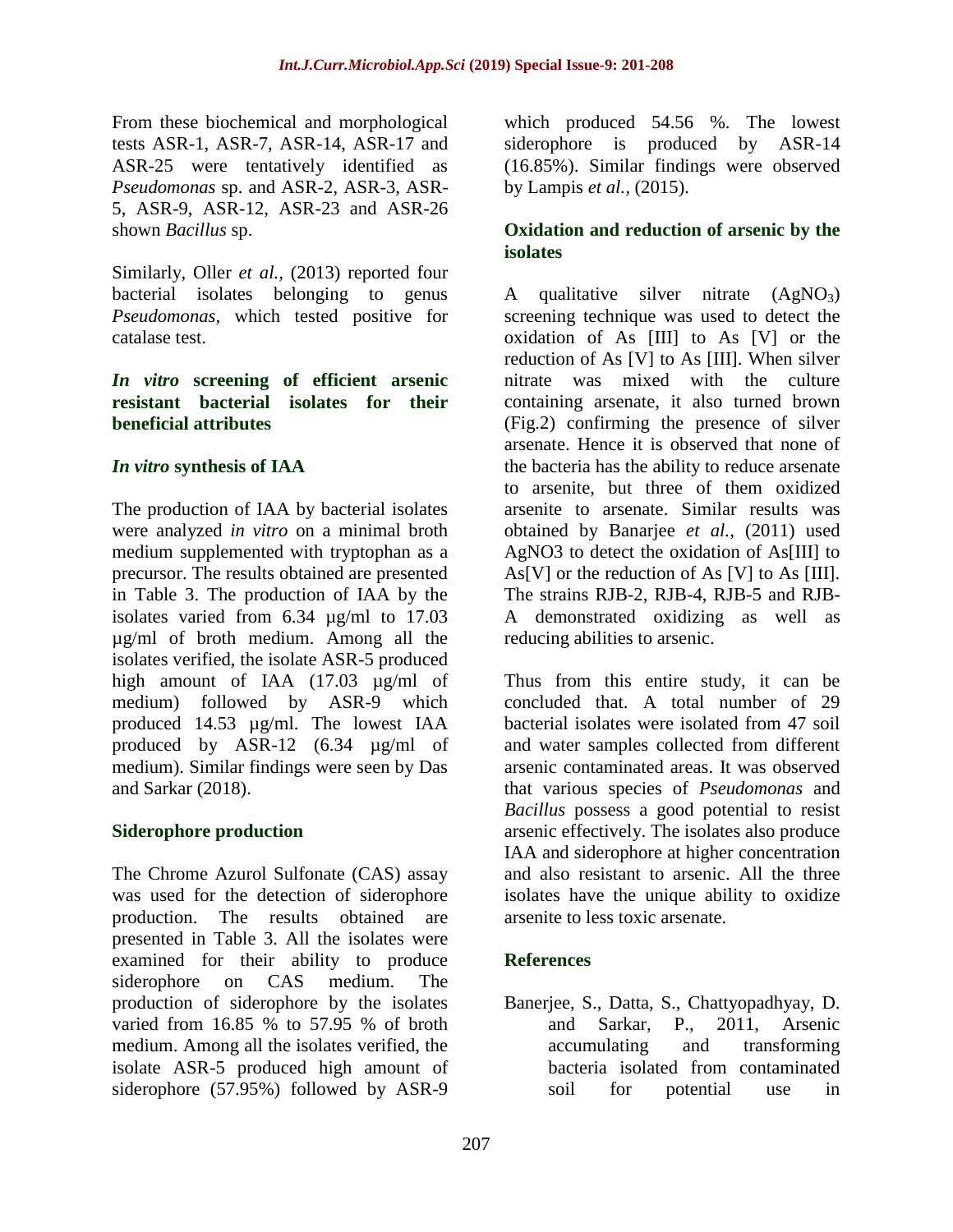From these biochemical and morphological tests ASR-1, ASR-7, ASR-14, ASR-17 and ASR-25 were tentatively identified as *Pseudomonas* sp. and ASR-2, ASR-3, ASR-5, ASR-9, ASR-12, ASR-23 and ASR-26 shown *Bacillus* sp.

Similarly, Oller *et al.,* (2013) reported four bacterial isolates belonging to genus *Pseudomonas*, which tested positive for catalase test.

## *In vitro* screening of efficient arsenic resistant bacterial isolates for their beneficial attributes

### *In vitro* synthesis of IAA

The production of IAA by bacterial isolates were analyzed *in vitro* on a minimal broth medium supplemented with tryptophan as a precursor. The results obtained are presented in Table 3. The production of IAA by the isolates varied from 6.34 µg/ml to 17.03 µg/ml of broth medium. Among all the isolates verified, the isolate ASR-5 produced high amount of IAA (17.03 µg/ml of medium) followed by ASR-9 which produced 14.53 µg/ml. The lowest IAA produced by ASR-12 (6.34 µg/ml of medium). Similar findings were seen by Das and Sarkar (2018).

### Siderophore production

The Chrome Azurol Sulfonate (CAS) assay was used for the detection of siderophore production. The results obtained are presented in Table 3. All the isolates were examined for their ability to produce siderophore on CAS medium. The production of siderophore by the isolates varied from 16.85 % to 57.95 % of broth medium. Among all the isolates verified, the isolate ASR-5 produced high amount of siderophore (57.95%) followed by ASR-9 which produced 54.56 %. The lowest siderophore is produced by ASR-14 (16.85%). Similar findings were observed by Lampis *et al.,* (2015).

### Oxidation and reduction of arsenic by the isolates

A qualitative silver nitrate ($AgNO_3$) screening technique was used to detect the oxidation of As [III] to As [V] or the reduction of As [V] to As [III]. When silver nitrate was mixed with the culture containing arsenate, it also turned brown (Fig.2) confirming the presence of silver arsenate. Hence it is observed that none of the bacteria has the ability to reduce arsenate to arsenite, but three of them oxidized arsenite to arsenate. Similar results was obtained by Banarjee *et al.,* (2011) used AgNO3 to detect the oxidation of As[III] to As[V] or the reduction of As [V] to As [III]. The strains RJB-2, RJB-4, RJB-5 and RJB-A demonstrated oxidizing as well as reducing abilities to arsenic.

Thus from this entire study, it can be concluded that. A total number of 29 bacterial isolates were isolated from 47 soil and water samples collected from different arsenic contaminated areas. It was observed that various species of *Pseudomonas* and *Bacillus* possess a good potential to resist arsenic effectively. The isolates also produce IAA and siderophore at higher concentration and also resistant to arsenic. All the three isolates have the unique ability to oxidize arsenite to less toxic arsenate.

## References

Banerjee, S., Datta, S., Chattyopadhyay, D. and Sarkar, P., 2011, Arsenic accumulating and transforming bacteria isolated from contaminated soil for potential use in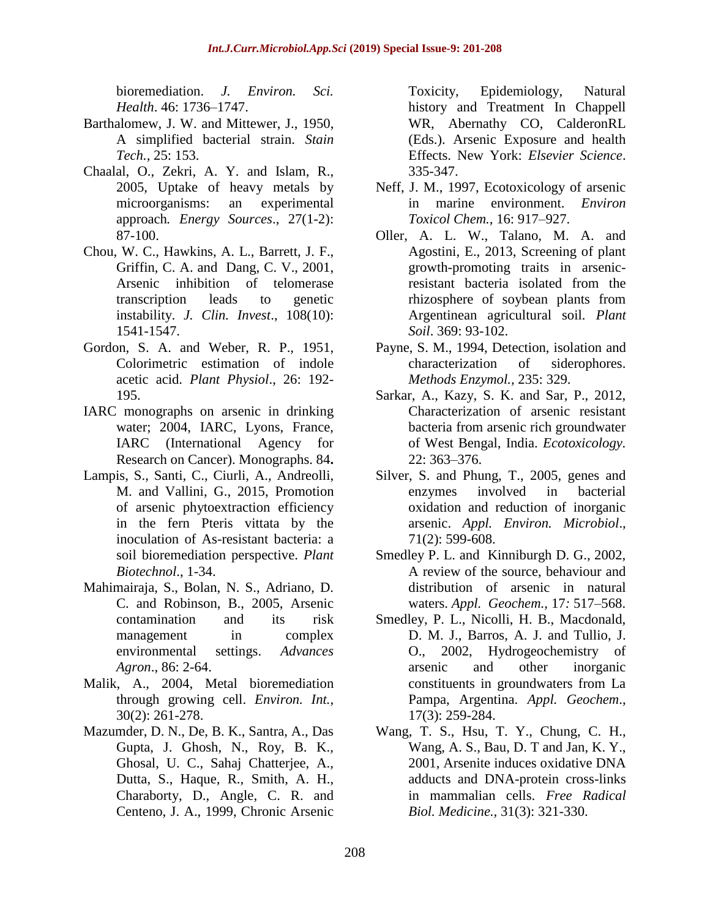bioremediation. *J. Environ. Sci. Health*. 46: 1736–1747.

Barthalomew, J. W. and Mittewer, J., 1950, A simplified bacterial strain. *Stain Tech.*, 25: 153.

Chaalal, O., Zekri, A. Y. and Islam, R., 2005, Uptake of heavy metals by microorganisms: an experimental approach*. Energy Sources*., 27(1-2): 87-100.

Chou, W. C., Hawkins, A. L., Barrett, J. F., Griffin, C. A. and Dang, C. V., 2001, Arsenic inhibition of telomerase transcription leads to genetic instability. *J. Clin. Invest*., 108(10): 1541-1547.

Gordon, S. A. and Weber, R. P., 1951, Colorimetric estimation of indole acetic acid. *Plant Physiol*., 26: 192-195.

IARC monographs on arsenic in drinking water; 2004, IARC, Lyons, France, IARC (International Agency for Research on Cancer). Monographs. 84**.**

Lampis, S., Santi, C., Ciurli, A., Andreolli, M. and Vallini, G., 2015, Promotion of arsenic phytoextraction efficiency in the fern Pteris vittata by the inoculation of As-resistant bacteria: a soil bioremediation perspective. *Plant Biotechnol*., 1-34.

Mahimairaja, S., Bolan, N. S., Adriano, D. C. and Robinson, B., 2005, Arsenic contamination and its risk management in complex environmental settings. *Advances Agron*., 86: 2-64.

Malik, A., 2004, Metal bioremediation through growing cell. *Environ. Int.*, 30(2): 261-278.

Mazumder, D. N., De, B. K., Santra, A., Das Gupta, J. Ghosh, N., Roy, B. K., Ghosal, U. C., Sahaj Chatterjee, A., Dutta, S., Haque, R., Smith, A. H., Charaborty, D., Angle, C. R. and Centeno, J. A., 1999, Chronic Arsenic Toxicity, Epidemiology, Natural history and Treatment In Chappell WR, Abernathy CO, CalderonRL (Eds.). Arsenic Exposure and health Effects. New York: *Elsevier Science*. 335-347.

Neff, J. M., 1997, Ecotoxicology of arsenic in marine environment. *Environ Toxicol Chem.*, 16: 917–927.

Oller, A. L. W., Talano, M. A. and Agostini, E., 2013, Screening of plant growth-promoting traits in arsenic-resistant bacteria isolated from the rhizosphere of soybean plants from Argentinean agricultural soil. *Plant Soil*. 369: 93-102.

Payne, S. M., 1994, Detection, isolation and characterization of siderophores. *Methods Enzymol.*, 235: 329.

Sarkar, A., Kazy, S. K. and Sar, P., 2012, Characterization of arsenic resistant bacteria from arsenic rich groundwater of West Bengal, India. *Ecotoxicology*. 22: 363–376.

Silver, S. and Phung, T., 2005, genes and enzymes involved in bacterial oxidation and reduction of inorganic arsenic. *Appl. Environ. Microbiol*., 71(2): 599-608.

Smedley P. L. and Kinniburgh D. G., 2002, A review of the source, behaviour and distribution of arsenic in natural waters. *Appl. Geochem.*, 17*:* 517–568.

Smedley, P. L., Nicolli, H. B., Macdonald, D. M. J., Barros, A. J. and Tullio, J. O., 2002, Hydrogeochemistry of arsenic and other inorganic constituents in groundwaters from La Pampa, Argentina. *Appl. Geochem*., 17(3): 259-284.

Wang, T. S., Hsu, T. Y., Chung, C. H., Wang, A. S., Bau, D. T and Jan, K. Y., 2001, Arsenite induces oxidative DNA adducts and DNA-protein cross-links in mammalian cells. *Free Radical Biol. Medicine.*, 31(3): 321-330.